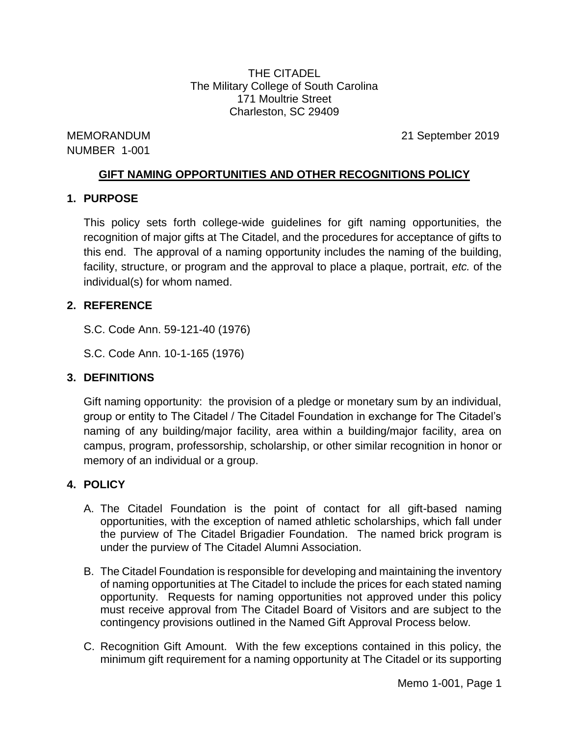THE CITADEL
The Military College of South Carolina
171 Moultrie Street
Charleston, SC 29409

MEMORANDUM
NUMBER 1-001

21 September 2019

## GIFT NAMING OPPORTUNITIES AND OTHER RECOGNITIONS POLICY

### 1. PURPOSE

This policy sets forth college-wide guidelines for gift naming opportunities, the recognition of major gifts at The Citadel, and the procedures for acceptance of gifts to this end. The approval of a naming opportunity includes the naming of the building, facility, structure, or program and the approval to place a plaque, portrait, *etc.* of the individual(s) for whom named.

### 2. REFERENCE

S.C. Code Ann. 59-121-40 (1976)

S.C. Code Ann. 10-1-165 (1976)

### 3. DEFINITIONS

Gift naming opportunity: the provision of a pledge or monetary sum by an individual, group or entity to The Citadel / The Citadel Foundation in exchange for The Citadel's naming of any building/major facility, area within a building/major facility, area on campus, program, professorship, scholarship, or other similar recognition in honor or memory of an individual or a group.

### 4. POLICY

A. The Citadel Foundation is the point of contact for all gift-based naming opportunities, with the exception of named athletic scholarships, which fall under the purview of The Citadel Brigadier Foundation. The named brick program is under the purview of The Citadel Alumni Association.

B. The Citadel Foundation is responsible for developing and maintaining the inventory of naming opportunities at The Citadel to include the prices for each stated naming opportunity. Requests for naming opportunities not approved under this policy must receive approval from The Citadel Board of Visitors and are subject to the contingency provisions outlined in the Named Gift Approval Process below.

C. Recognition Gift Amount. With the few exceptions contained in this policy, the minimum gift requirement for a naming opportunity at The Citadel or its supporting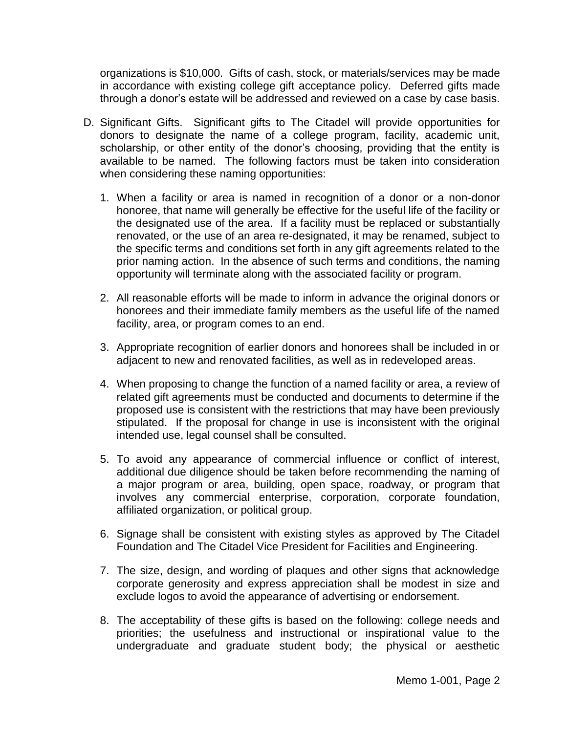organizations is $10,000. Gifts of cash, stock, or materials/services may be made in accordance with existing college gift acceptance policy. Deferred gifts made through a donor's estate will be addressed and reviewed on a case by case basis.

D. Significant Gifts. Significant gifts to The Citadel will provide opportunities for donors to designate the name of a college program, facility, academic unit, scholarship, or other entity of the donor's choosing, providing that the entity is available to be named. The following factors must be taken into consideration when considering these naming opportunities:

   1. When a facility or area is named in recognition of a donor or a non-donor honoree, that name will generally be effective for the useful life of the facility or the designated use of the area. If a facility must be replaced or substantially renovated, or the use of an area re-designated, it may be renamed, subject to the specific terms and conditions set forth in any gift agreements related to the prior naming action. In the absence of such terms and conditions, the naming opportunity will terminate along with the associated facility or program.

   2. All reasonable efforts will be made to inform in advance the original donors or honorees and their immediate family members as the useful life of the named facility, area, or program comes to an end.

   3. Appropriate recognition of earlier donors and honorees shall be included in or adjacent to new and renovated facilities, as well as in redeveloped areas.

   4. When proposing to change the function of a named facility or area, a review of related gift agreements must be conducted and documents to determine if the proposed use is consistent with the restrictions that may have been previously stipulated. If the proposal for change in use is inconsistent with the original intended use, legal counsel shall be consulted.

   5. To avoid any appearance of commercial influence or conflict of interest, additional due diligence should be taken before recommending the naming of a major program or area, building, open space, roadway, or program that involves any commercial enterprise, corporation, corporate foundation, affiliated organization, or political group.

   6. Signage shall be consistent with existing styles as approved by The Citadel Foundation and The Citadel Vice President for Facilities and Engineering.

   7. The size, design, and wording of plaques and other signs that acknowledge corporate generosity and express appreciation shall be modest in size and exclude logos to avoid the appearance of advertising or endorsement.

   8. The acceptability of these gifts is based on the following: college needs and priorities; the usefulness and instructional or inspirational value to the undergraduate and graduate student body; the physical or aesthetic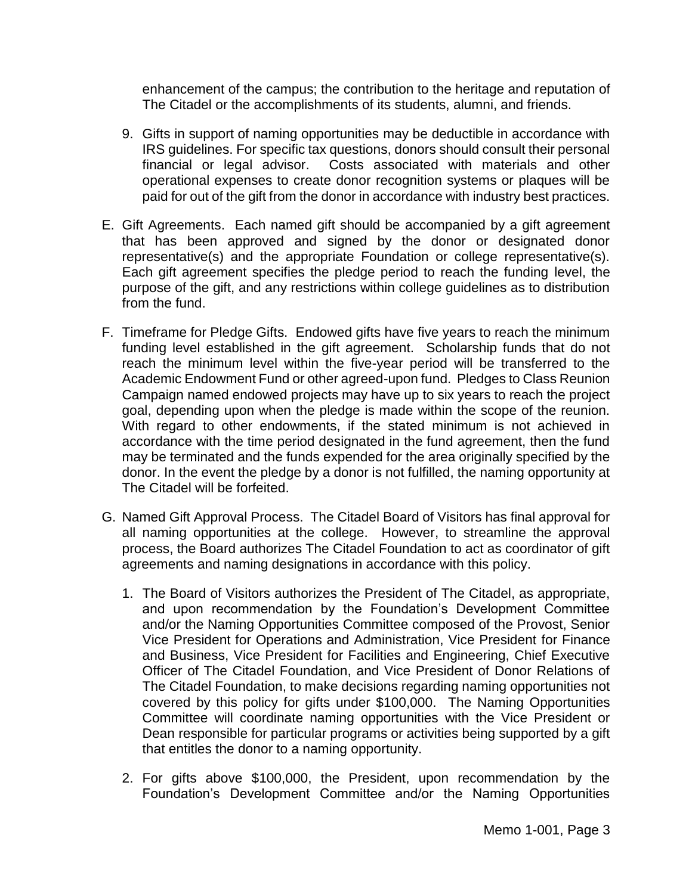enhancement of the campus; the contribution to the heritage and reputation of The Citadel or the accomplishments of its students, alumni, and friends.

9. Gifts in support of naming opportunities may be deductible in accordance with IRS guidelines. For specific tax questions, donors should consult their personal financial or legal advisor. Costs associated with materials and other operational expenses to create donor recognition systems or plaques will be paid for out of the gift from the donor in accordance with industry best practices.

E. Gift Agreements. Each named gift should be accompanied by a gift agreement that has been approved and signed by the donor or designated donor representative(s) and the appropriate Foundation or college representative(s). Each gift agreement specifies the pledge period to reach the funding level, the purpose of the gift, and any restrictions within college guidelines as to distribution from the fund.

F. Timeframe for Pledge Gifts. Endowed gifts have five years to reach the minimum funding level established in the gift agreement. Scholarship funds that do not reach the minimum level within the five-year period will be transferred to the Academic Endowment Fund or other agreed-upon fund. Pledges to Class Reunion Campaign named endowed projects may have up to six years to reach the project goal, depending upon when the pledge is made within the scope of the reunion. With regard to other endowments, if the stated minimum is not achieved in accordance with the time period designated in the fund agreement, then the fund may be terminated and the funds expended for the area originally specified by the donor. In the event the pledge by a donor is not fulfilled, the naming opportunity at The Citadel will be forfeited.

G. Named Gift Approval Process. The Citadel Board of Visitors has final approval for all naming opportunities at the college. However, to streamline the approval process, the Board authorizes The Citadel Foundation to act as coordinator of gift agreements and naming designations in accordance with this policy.

   1. The Board of Visitors authorizes the President of The Citadel, as appropriate, and upon recommendation by the Foundation's Development Committee and/or the Naming Opportunities Committee composed of the Provost, Senior Vice President for Operations and Administration, Vice President for Finance and Business, Vice President for Facilities and Engineering, Chief Executive Officer of The Citadel Foundation, and Vice President of Donor Relations of The Citadel Foundation, to make decisions regarding naming opportunities not covered by this policy for gifts under $100,000. The Naming Opportunities Committee will coordinate naming opportunities with the Vice President or Dean responsible for particular programs or activities being supported by a gift that entitles the donor to a naming opportunity.

   2. For gifts above $100,000, the President, upon recommendation by the Foundation's Development Committee and/or the Naming Opportunities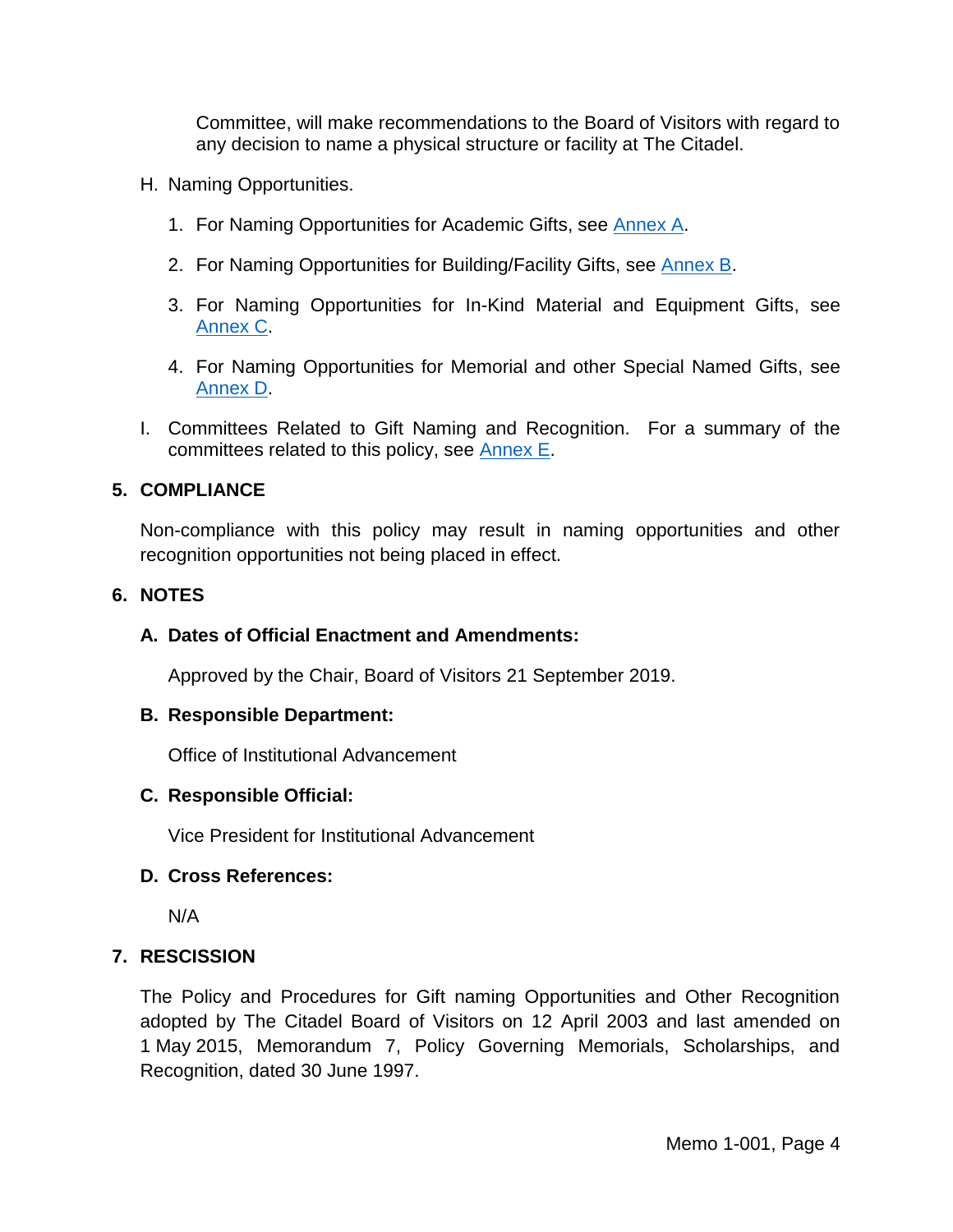Committee, will make recommendations to the Board of Visitors with regard to any decision to name a physical structure or facility at The Citadel.

H. Naming Opportunities.

1. For Naming Opportunities for Academic Gifts, see Annex A.

2. For Naming Opportunities for Building/Facility Gifts, see Annex B.

3. For Naming Opportunities for In-Kind Material and Equipment Gifts, see Annex C.

4. For Naming Opportunities for Memorial and other Special Named Gifts, see Annex D.

I. Committees Related to Gift Naming and Recognition. For a summary of the committees related to this policy, see Annex E.

## 5. COMPLIANCE

Non-compliance with this policy may result in naming opportunities and other recognition opportunities not being placed in effect.

## 6. NOTES

### A. Dates of Official Enactment and Amendments:

Approved by the Chair, Board of Visitors 21 September 2019.

### B. Responsible Department:

Office of Institutional Advancement

### C. Responsible Official:

Vice President for Institutional Advancement

### D. Cross References:

N/A

## 7. RESCISSION

The Policy and Procedures for Gift naming Opportunities and Other Recognition adopted by The Citadel Board of Visitors on 12 April 2003 and last amended on 1 May 2015, Memorandum 7, Policy Governing Memorials, Scholarships, and Recognition, dated 30 June 1997.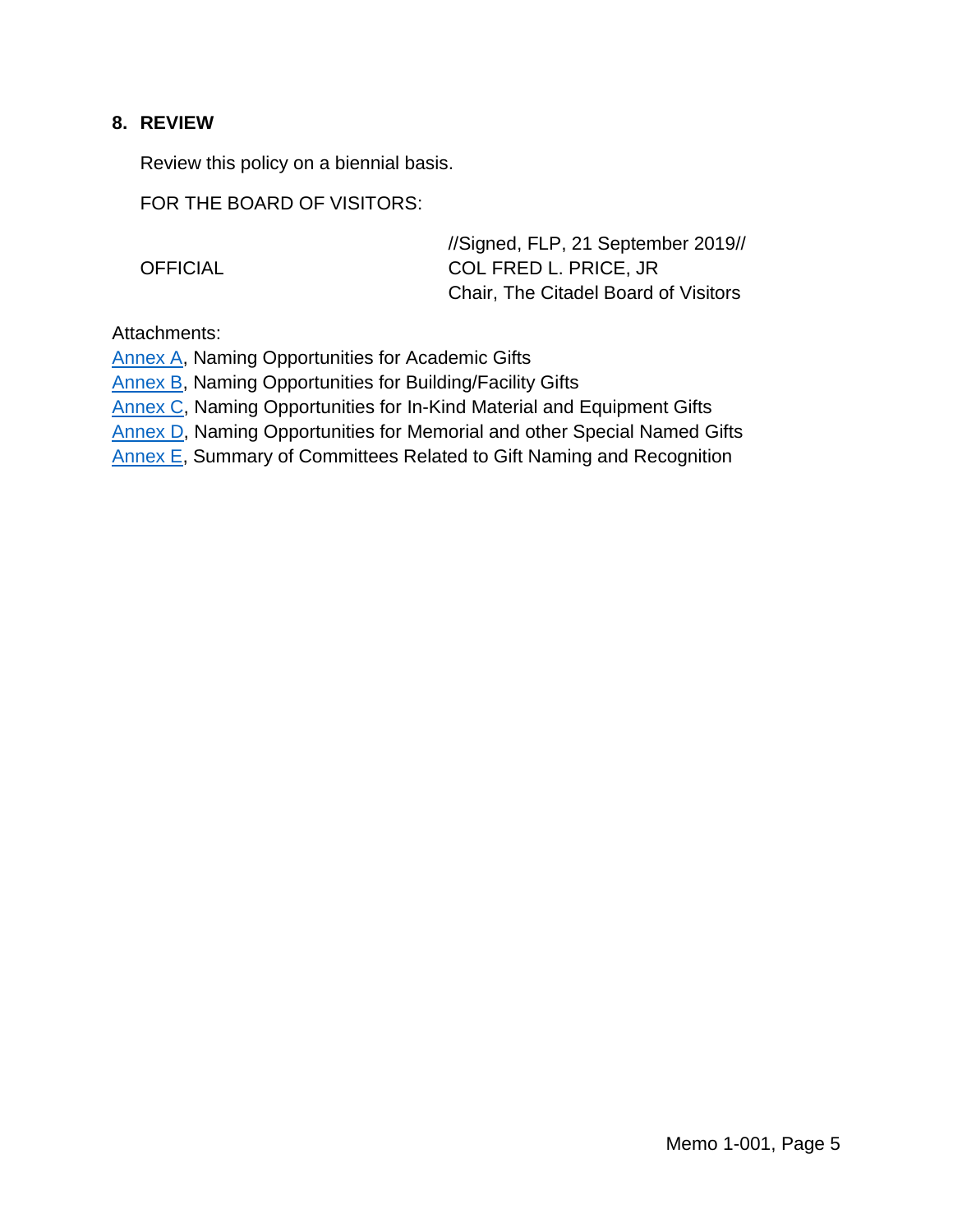## 8. REVIEW

Review this policy on a biennial basis.

FOR THE BOARD OF VISITORS:

//Signed, FLP, 21 September 2019//

OFFICIAL

COL FRED L. PRICE, JR
Chair, The Citadel Board of Visitors

Attachments:

Annex A, Naming Opportunities for Academic Gifts
Annex B, Naming Opportunities for Building/Facility Gifts
Annex C, Naming Opportunities for In-Kind Material and Equipment Gifts
Annex D, Naming Opportunities for Memorial and other Special Named Gifts
Annex E, Summary of Committees Related to Gift Naming and Recognition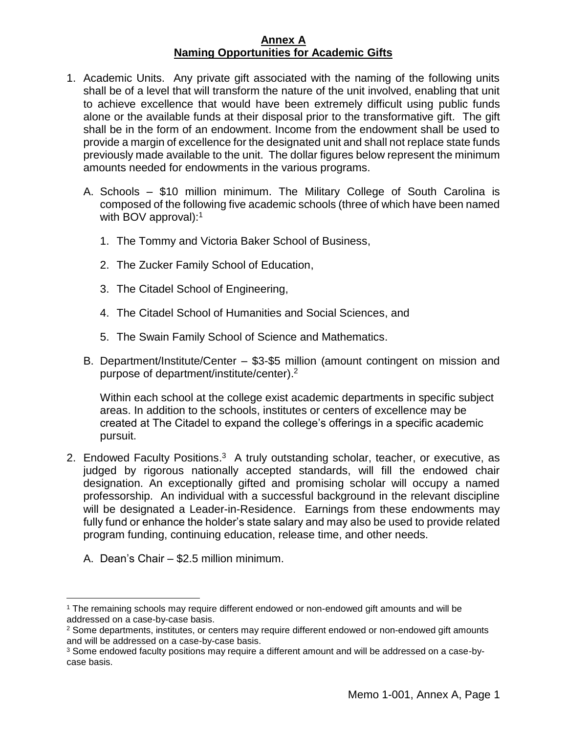**Annex A**
**Naming Opportunities for Academic Gifts**

1. Academic Units. Any private gift associated with the naming of the following units shall be of a level that will transform the nature of the unit involved, enabling that unit to achieve excellence that would have been extremely difficult using public funds alone or the available funds at their disposal prior to the transformative gift. The gift shall be in the form of an endowment. Income from the endowment shall be used to provide a margin of excellence for the designated unit and shall not replace state funds previously made available to the unit. The dollar figures below represent the minimum amounts needed for endowments in the various programs.

   A. Schools – $10 million minimum. The Military College of South Carolina is composed of the following five academic schools (three of which have been named with BOV approval):[1]

      1. The Tommy and Victoria Baker School of Business,
      2. The Zucker Family School of Education,
      3. The Citadel School of Engineering,
      4. The Citadel School of Humanities and Social Sciences, and
      5. The Swain Family School of Science and Mathematics.

   B. Department/Institute/Center – $3-$5 million (amount contingent on mission and purpose of department/institute/center).[2]

      Within each school at the college exist academic departments in specific subject areas. In addition to the schools, institutes or centers of excellence may be created at The Citadel to expand the college's offerings in a specific academic pursuit.

2. Endowed Faculty Positions.[3] A truly outstanding scholar, teacher, or executive, as judged by rigorous nationally accepted standards, will fill the endowed chair designation. An exceptionally gifted and promising scholar will occupy a named professorship. An individual with a successful background in the relevant discipline will be designated a Leader-in-Residence. Earnings from these endowments may fully fund or enhance the holder's state salary and may also be used to provide related program funding, continuing education, release time, and other needs.

   A. Dean's Chair – $2.5 million minimum.

---

[1] The remaining schools may require different endowed or non-endowed gift amounts and will be addressed on a case-by-case basis.

[2] Some departments, institutes, or centers may require different endowed or non-endowed gift amounts and will be addressed on a case-by-case basis.

[3] Some endowed faculty positions may require a different amount and will be addressed on a case-by-case basis.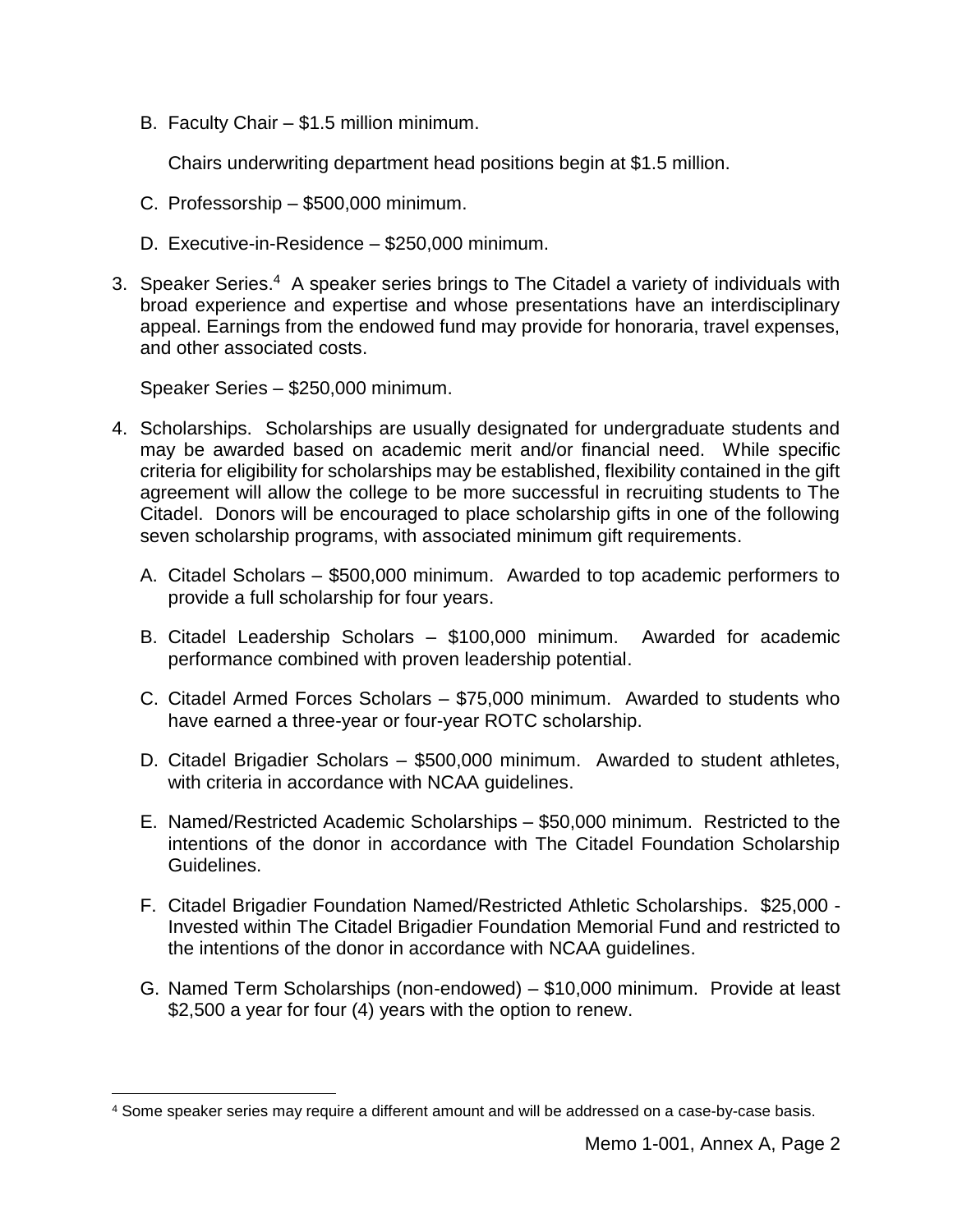B. Faculty Chair – \$1.5 million minimum.

   Chairs underwriting department head positions begin at \$1.5 million.

C. Professorship – \$500,000 minimum.

D. Executive-in-Residence – \$250,000 minimum.

3. Speaker Series.[4] A speaker series brings to The Citadel a variety of individuals with broad experience and expertise and whose presentations have an interdisciplinary appeal. Earnings from the endowed fund may provide for honoraria, travel expenses, and other associated costs.

   Speaker Series – \$250,000 minimum.

4. Scholarships. Scholarships are usually designated for undergraduate students and may be awarded based on academic merit and/or financial need. While specific criteria for eligibility for scholarships may be established, flexibility contained in the gift agreement will allow the college to be more successful in recruiting students to The Citadel. Donors will be encouraged to place scholarship gifts in one of the following seven scholarship programs, with associated minimum gift requirements.

   A. Citadel Scholars – \$500,000 minimum. Awarded to top academic performers to provide a full scholarship for four years.

   B. Citadel Leadership Scholars – \$100,000 minimum. Awarded for academic performance combined with proven leadership potential.

   C. Citadel Armed Forces Scholars – \$75,000 minimum. Awarded to students who have earned a three-year or four-year ROTC scholarship.

   D. Citadel Brigadier Scholars – \$500,000 minimum. Awarded to student athletes, with criteria in accordance with NCAA guidelines.

   E. Named/Restricted Academic Scholarships – \$50,000 minimum. Restricted to the intentions of the donor in accordance with The Citadel Foundation Scholarship Guidelines.

   F. Citadel Brigadier Foundation Named/Restricted Athletic Scholarships. \$25,000 - Invested within The Citadel Brigadier Foundation Memorial Fund and restricted to the intentions of the donor in accordance with NCAA guidelines.

   G. Named Term Scholarships (non-endowed) – \$10,000 minimum. Provide at least \$2,500 a year for four (4) years with the option to renew.

[4] Some speaker series may require a different amount and will be addressed on a case-by-case basis.

Memo 1-001, Annex A, Page 2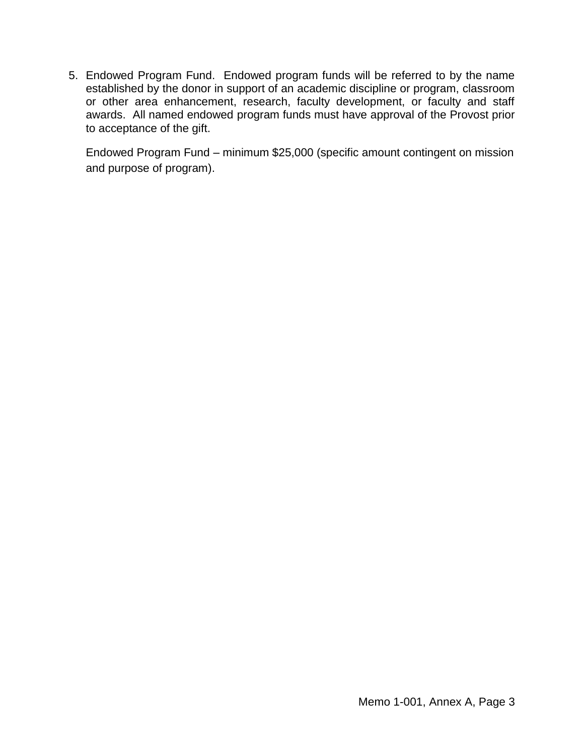5. Endowed Program Fund. Endowed program funds will be referred to by the name established by the donor in support of an academic discipline or program, classroom or other area enhancement, research, faculty development, or faculty and staff awards. All named endowed program funds must have approval of the Provost prior to acceptance of the gift.

   Endowed Program Fund – minimum $25,000 (specific amount contingent on mission and purpose of program).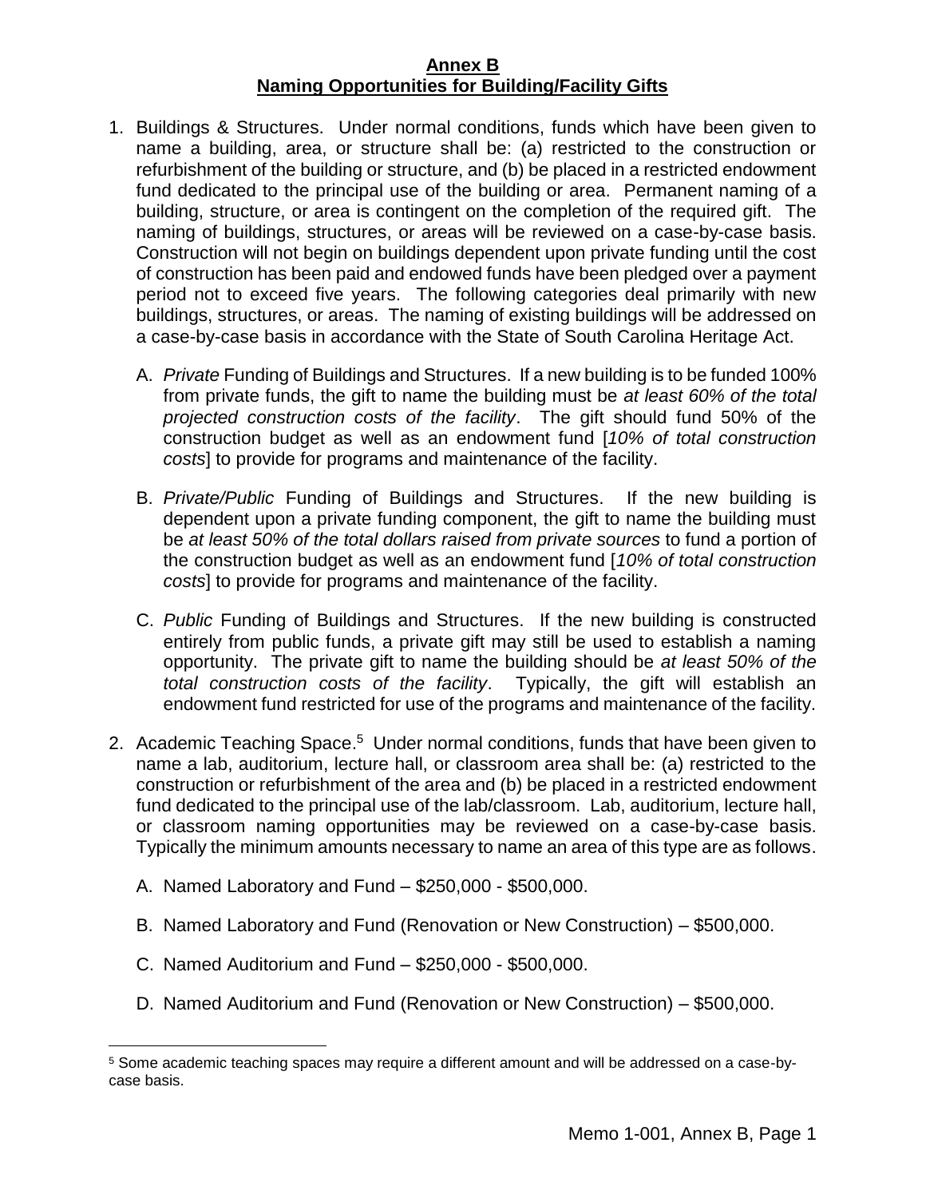## Annex B
## Naming Opportunities for Building/Facility Gifts

1. Buildings & Structures. Under normal conditions, funds which have been given to name a building, area, or structure shall be: (a) restricted to the construction or refurbishment of the building or structure, and (b) be placed in a restricted endowment fund dedicated to the principal use of the building or area. Permanent naming of a building, structure, or area is contingent on the completion of the required gift. The naming of buildings, structures, or areas will be reviewed on a case-by-case basis. Construction will not begin on buildings dependent upon private funding until the cost of construction has been paid and endowed funds have been pledged over a payment period not to exceed five years. The following categories deal primarily with new buildings, structures, or areas. The naming of existing buildings will be addressed on a case-by-case basis in accordance with the State of South Carolina Heritage Act.

   A. *Private* Funding of Buildings and Structures. If a new building is to be funded 100% from private funds, the gift to name the building must be *at least 60% of the total projected construction costs of the facility*. The gift should fund 50% of the construction budget as well as an endowment fund [*10% of total construction costs*] to provide for programs and maintenance of the facility.

   B. *Private/Public* Funding of Buildings and Structures. If the new building is dependent upon a private funding component, the gift to name the building must be *at least 50% of the total dollars raised from private sources* to fund a portion of the construction budget as well as an endowment fund [*10% of total construction costs*] to provide for programs and maintenance of the facility.

   C. *Public* Funding of Buildings and Structures. If the new building is constructed entirely from public funds, a private gift may still be used to establish a naming opportunity. The private gift to name the building should be *at least 50% of the total construction costs of the facility*. Typically, the gift will establish an endowment fund restricted for use of the programs and maintenance of the facility.

2. Academic Teaching Space.[5] Under normal conditions, funds that have been given to name a lab, auditorium, lecture hall, or classroom area shall be: (a) restricted to the construction or refurbishment of the area and (b) be placed in a restricted endowment fund dedicated to the principal use of the lab/classroom. Lab, auditorium, lecture hall, or classroom naming opportunities may be reviewed on a case-by-case basis. Typically the minimum amounts necessary to name an area of this type are as follows.

   A. Named Laboratory and Fund – $250,000 - $500,000.

   B. Named Laboratory and Fund (Renovation or New Construction) – $500,000.

   C. Named Auditorium and Fund – $250,000 - $500,000.

   D. Named Auditorium and Fund (Renovation or New Construction) – $500,000.

[5] Some academic teaching spaces may require a different amount and will be addressed on a case-by-case basis.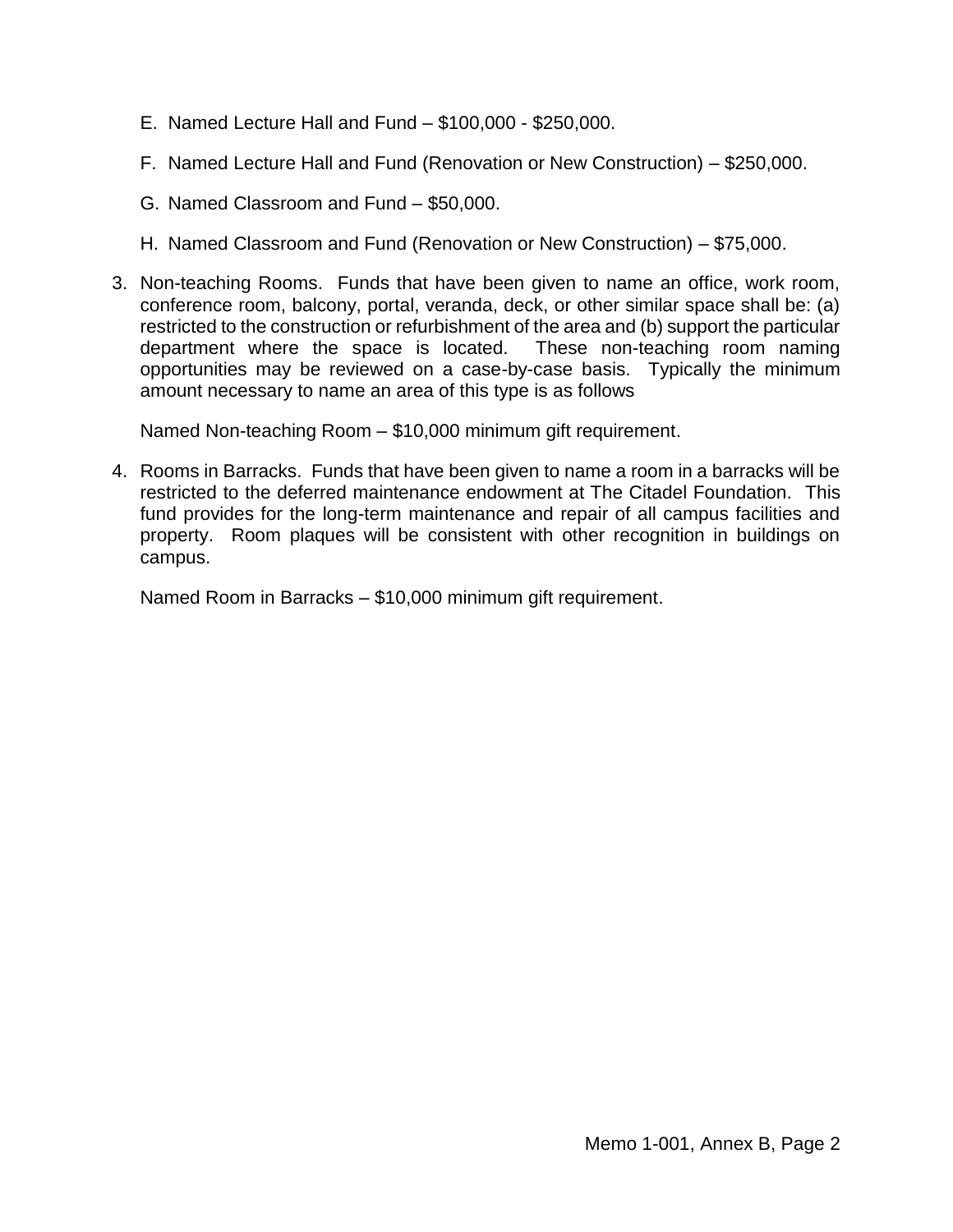E. Named Lecture Hall and Fund – $100,000 - $250,000.

F. Named Lecture Hall and Fund (Renovation or New Construction) – $250,000.

G. Named Classroom and Fund – $50,000.

H. Named Classroom and Fund (Renovation or New Construction) – $75,000.

3. Non-teaching Rooms. Funds that have been given to name an office, work room, conference room, balcony, portal, veranda, deck, or other similar space shall be: (a) restricted to the construction or refurbishment of the area and (b) support the particular department where the space is located. These non-teaching room naming opportunities may be reviewed on a case-by-case basis. Typically the minimum amount necessary to name an area of this type is as follows

   Named Non-teaching Room – $10,000 minimum gift requirement.

4. Rooms in Barracks. Funds that have been given to name a room in a barracks will be restricted to the deferred maintenance endowment at The Citadel Foundation. This fund provides for the long-term maintenance and repair of all campus facilities and property. Room plaques will be consistent with other recognition in buildings on campus.

   Named Room in Barracks – $10,000 minimum gift requirement.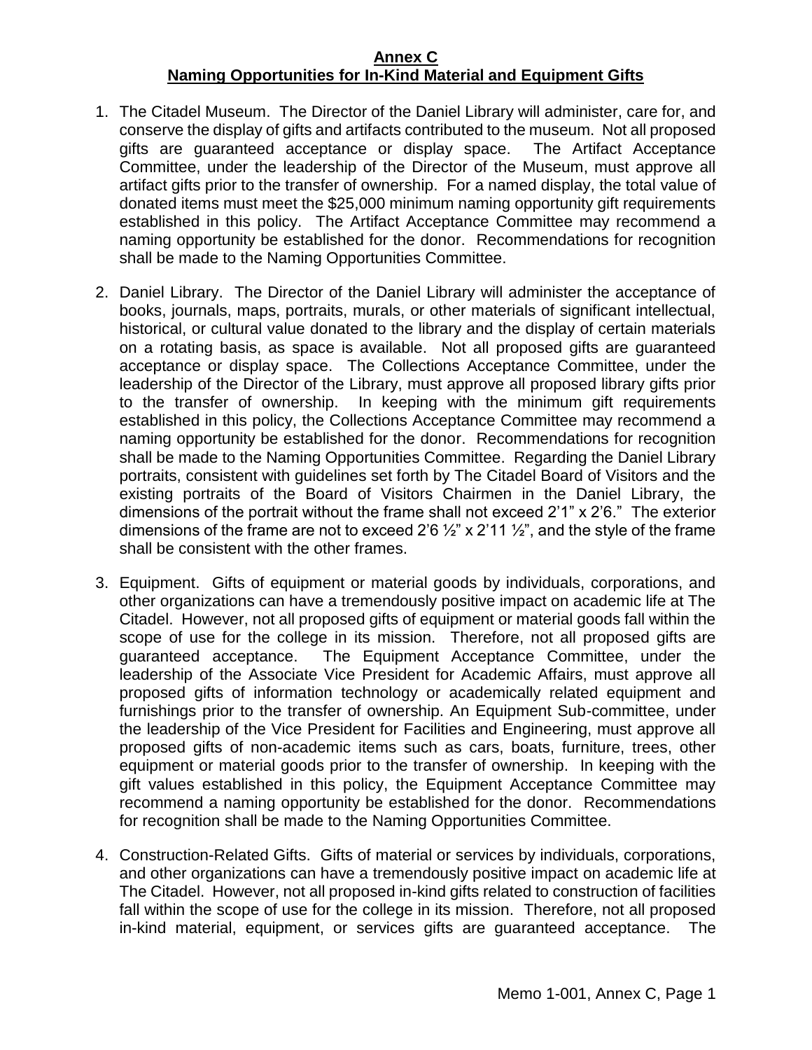**Annex C**
**Naming Opportunities for In-Kind Material and Equipment Gifts**

1. The Citadel Museum. The Director of the Daniel Library will administer, care for, and conserve the display of gifts and artifacts contributed to the museum. Not all proposed gifts are guaranteed acceptance or display space. The Artifact Acceptance Committee, under the leadership of the Director of the Museum, must approve all artifact gifts prior to the transfer of ownership. For a named display, the total value of donated items must meet the $25,000 minimum naming opportunity gift requirements established in this policy. The Artifact Acceptance Committee may recommend a naming opportunity be established for the donor. Recommendations for recognition shall be made to the Naming Opportunities Committee.

2. Daniel Library. The Director of the Daniel Library will administer the acceptance of books, journals, maps, portraits, murals, or other materials of significant intellectual, historical, or cultural value donated to the library and the display of certain materials on a rotating basis, as space is available. Not all proposed gifts are guaranteed acceptance or display space. The Collections Acceptance Committee, under the leadership of the Director of the Library, must approve all proposed library gifts prior to the transfer of ownership. In keeping with the minimum gift requirements established in this policy, the Collections Acceptance Committee may recommend a naming opportunity be established for the donor. Recommendations for recognition shall be made to the Naming Opportunities Committee. Regarding the Daniel Library portraits, consistent with guidelines set forth by The Citadel Board of Visitors and the existing portraits of the Board of Visitors Chairmen in the Daniel Library, the dimensions of the portrait without the frame shall not exceed 2’1” x 2’6.” The exterior dimensions of the frame are not to exceed 2’6 ½” x 2’11 ½”, and the style of the frame shall be consistent with the other frames.

3. Equipment. Gifts of equipment or material goods by individuals, corporations, and other organizations can have a tremendously positive impact on academic life at The Citadel. However, not all proposed gifts of equipment or material goods fall within the scope of use for the college in its mission. Therefore, not all proposed gifts are guaranteed acceptance. The Equipment Acceptance Committee, under the leadership of the Associate Vice President for Academic Affairs, must approve all proposed gifts of information technology or academically related equipment and furnishings prior to the transfer of ownership. An Equipment Sub-committee, under the leadership of the Vice President for Facilities and Engineering, must approve all proposed gifts of non-academic items such as cars, boats, furniture, trees, other equipment or material goods prior to the transfer of ownership. In keeping with the gift values established in this policy, the Equipment Acceptance Committee may recommend a naming opportunity be established for the donor. Recommendations for recognition shall be made to the Naming Opportunities Committee.

4. Construction-Related Gifts. Gifts of material or services by individuals, corporations, and other organizations can have a tremendously positive impact on academic life at The Citadel. However, not all proposed in-kind gifts related to construction of facilities fall within the scope of use for the college in its mission. Therefore, not all proposed in-kind material, equipment, or services gifts are guaranteed acceptance. The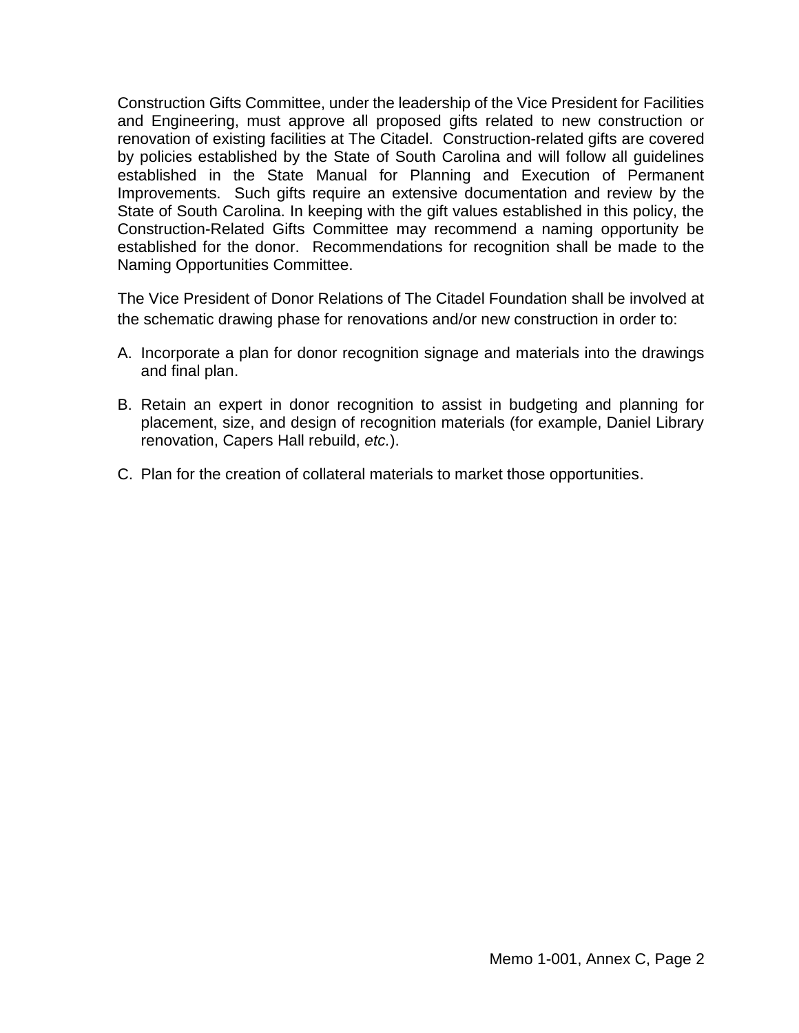Construction Gifts Committee, under the leadership of the Vice President for Facilities and Engineering, must approve all proposed gifts related to new construction or renovation of existing facilities at The Citadel. Construction-related gifts are covered by policies established by the State of South Carolina and will follow all guidelines established in the State Manual for Planning and Execution of Permanent Improvements. Such gifts require an extensive documentation and review by the State of South Carolina. In keeping with the gift values established in this policy, the Construction-Related Gifts Committee may recommend a naming opportunity be established for the donor. Recommendations for recognition shall be made to the Naming Opportunities Committee.

The Vice President of Donor Relations of The Citadel Foundation shall be involved at the schematic drawing phase for renovations and/or new construction in order to:

A. Incorporate a plan for donor recognition signage and materials into the drawings and final plan.

B. Retain an expert in donor recognition to assist in budgeting and planning for placement, size, and design of recognition materials (for example, Daniel Library renovation, Capers Hall rebuild, *etc.*).

C. Plan for the creation of collateral materials to market those opportunities.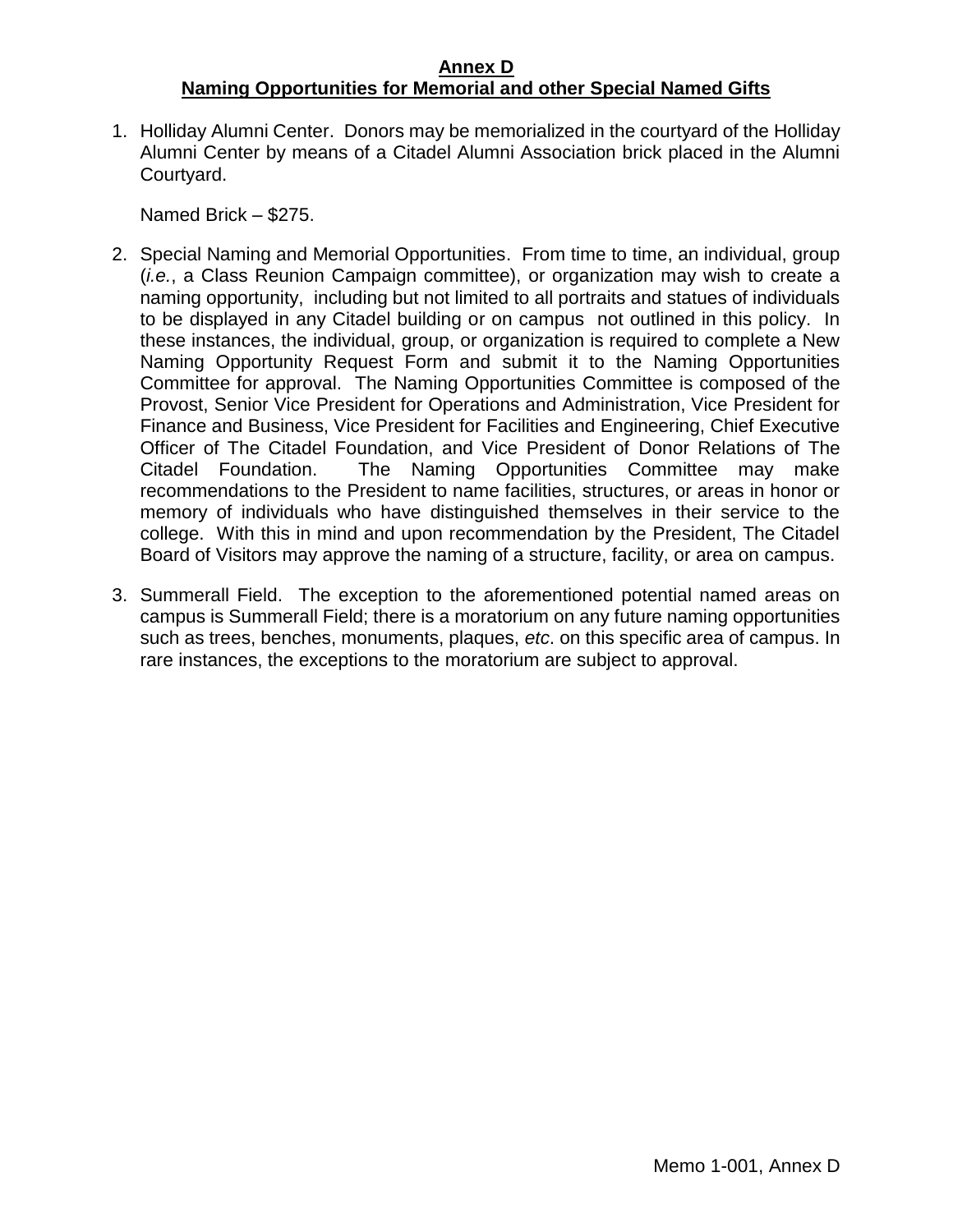# Annex D
## Naming Opportunities for Memorial and other Special Named Gifts

1. Holliday Alumni Center. Donors may be memorialized in the courtyard of the Holliday Alumni Center by means of a Citadel Alumni Association brick placed in the Alumni Courtyard.

   Named Brick – $275.

2. Special Naming and Memorial Opportunities. From time to time, an individual, group (*i.e.*, a Class Reunion Campaign committee), or organization may wish to create a naming opportunity, including but not limited to all portraits and statues of individuals to be displayed in any Citadel building or on campus not outlined in this policy. In these instances, the individual, group, or organization is required to complete a New Naming Opportunity Request Form and submit it to the Naming Opportunities Committee for approval. The Naming Opportunities Committee is composed of the Provost, Senior Vice President for Operations and Administration, Vice President for Finance and Business, Vice President for Facilities and Engineering, Chief Executive Officer of The Citadel Foundation, and Vice President of Donor Relations of The Citadel Foundation. The Naming Opportunities Committee may make recommendations to the President to name facilities, structures, or areas in honor or memory of individuals who have distinguished themselves in their service to the college. With this in mind and upon recommendation by the President, The Citadel Board of Visitors may approve the naming of a structure, facility, or area on campus.

3. Summerall Field. The exception to the aforementioned potential named areas on campus is Summerall Field; there is a moratorium on any future naming opportunities such as trees, benches, monuments, plaques, *etc*. on this specific area of campus. In rare instances, the exceptions to the moratorium are subject to approval.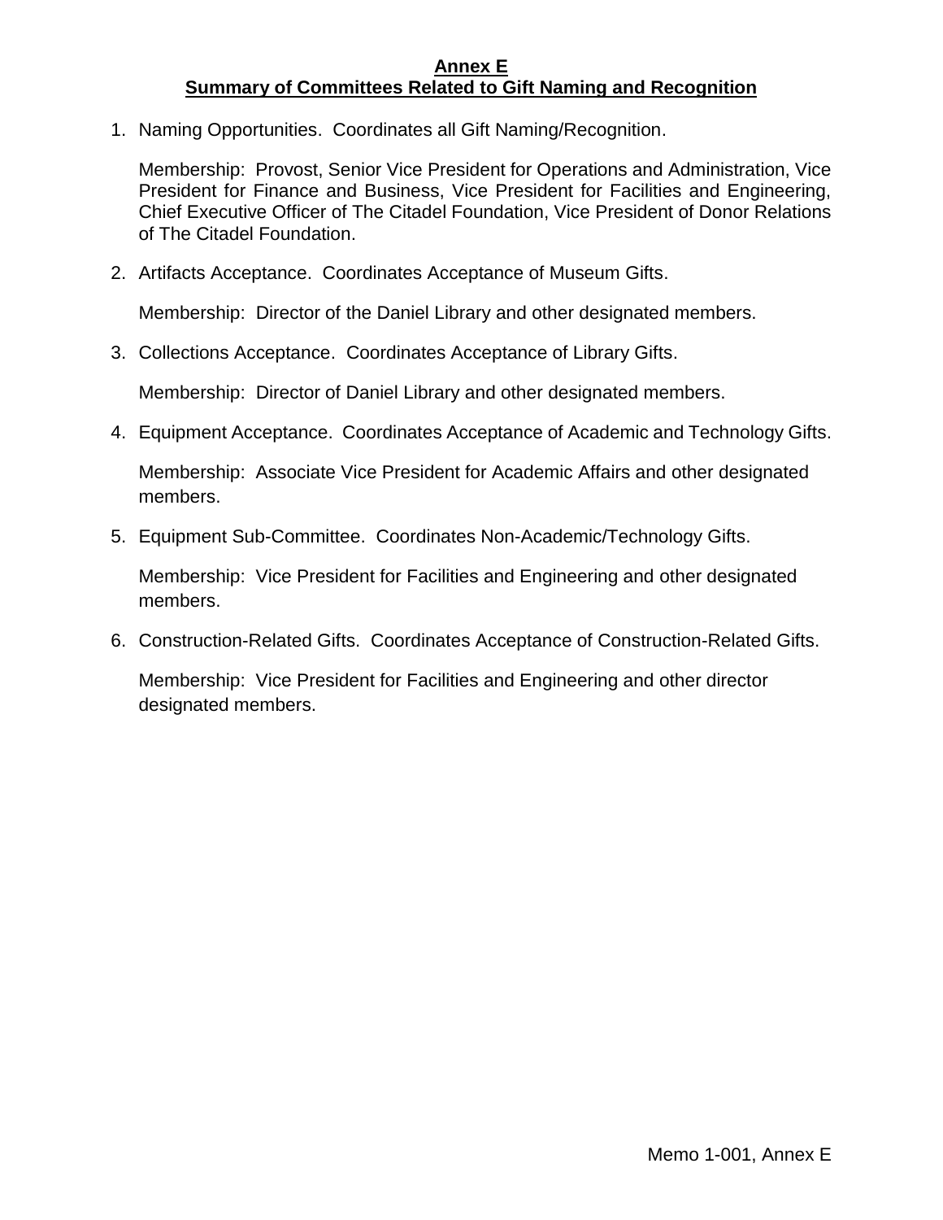**Annex E**

**Summary of Committees Related to Gift Naming and Recognition**

1. Naming Opportunities. Coordinates all Gift Naming/Recognition.

   Membership: Provost, Senior Vice President for Operations and Administration, Vice President for Finance and Business, Vice President for Facilities and Engineering, Chief Executive Officer of The Citadel Foundation, Vice President of Donor Relations of The Citadel Foundation.

2. Artifacts Acceptance. Coordinates Acceptance of Museum Gifts.

   Membership: Director of the Daniel Library and other designated members.

3. Collections Acceptance. Coordinates Acceptance of Library Gifts.

   Membership: Director of Daniel Library and other designated members.

4. Equipment Acceptance. Coordinates Acceptance of Academic and Technology Gifts.

   Membership: Associate Vice President for Academic Affairs and other designated members.

5. Equipment Sub-Committee. Coordinates Non-Academic/Technology Gifts.

   Membership: Vice President for Facilities and Engineering and other designated members.

6. Construction-Related Gifts. Coordinates Acceptance of Construction-Related Gifts.

   Membership: Vice President for Facilities and Engineering and other director designated members.

Memo 1-001, Annex E